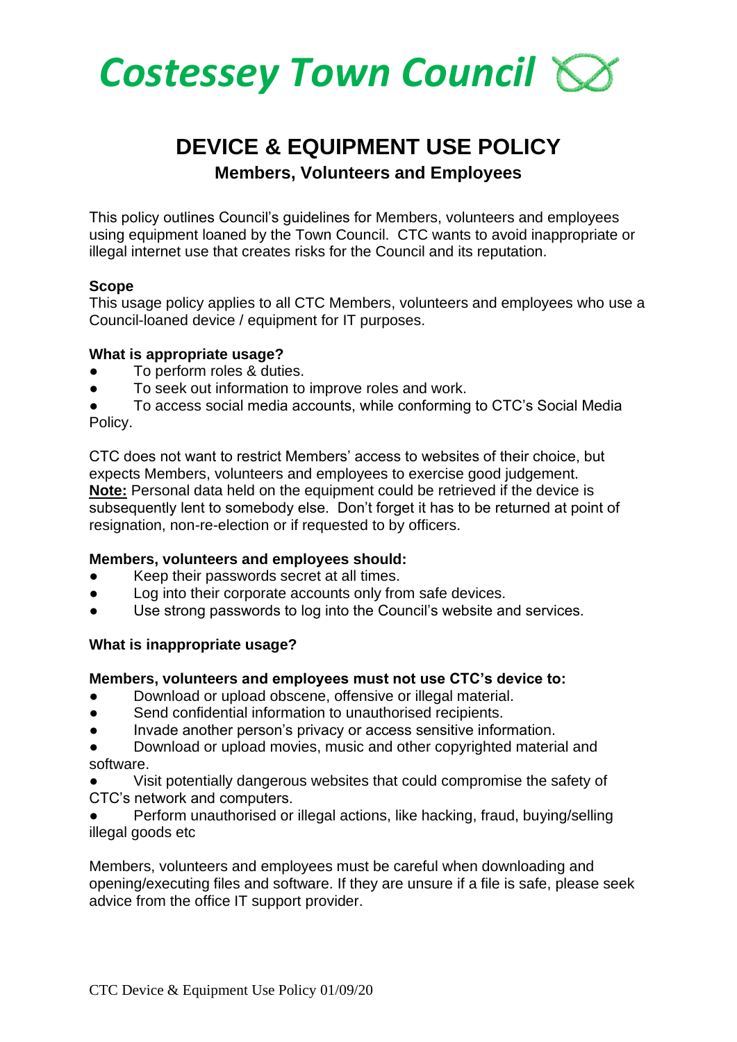# Costessey Town Council

## DEVICE & EQUIPMENT USE POLICY

### Members, Volunteers and Employees

This policy outlines Council's guidelines for Members, volunteers and employees using equipment loaned by the Town Council. CTC wants to avoid inappropriate or illegal internet use that creates risks for the Council and its reputation.

**Scope**
This usage policy applies to all CTC Members, volunteers and employees who use a Council-loaned device / equipment for IT purposes.

**What is appropriate usage?**

- To perform roles & duties.
- To seek out information to improve roles and work.
- To access social media accounts, while conforming to CTC's Social Media Policy.

CTC does not want to restrict Members' access to websites of their choice, but expects Members, volunteers and employees to exercise good judgement.
**Note:** Personal data held on the equipment could be retrieved if the device is subsequently lent to somebody else. Don't forget it has to be returned at point of resignation, non-re-election or if requested to by officers.

**Members, volunteers and employees should:**

- Keep their passwords secret at all times.
- Log into their corporate accounts only from safe devices.
- Use strong passwords to log into the Council's website and services.

**What is inappropriate usage?**

**Members, volunteers and employees must not use CTC's device to:**

- Download or upload obscene, offensive or illegal material.
- Send confidential information to unauthorised recipients.
- Invade another person's privacy or access sensitive information.
- Download or upload movies, music and other copyrighted material and software.
- Visit potentially dangerous websites that could compromise the safety of CTC's network and computers.
- Perform unauthorised or illegal actions, like hacking, fraud, buying/selling illegal goods etc

Members, volunteers and employees must be careful when downloading and opening/executing files and software. If they are unsure if a file is safe, please seek advice from the office IT support provider.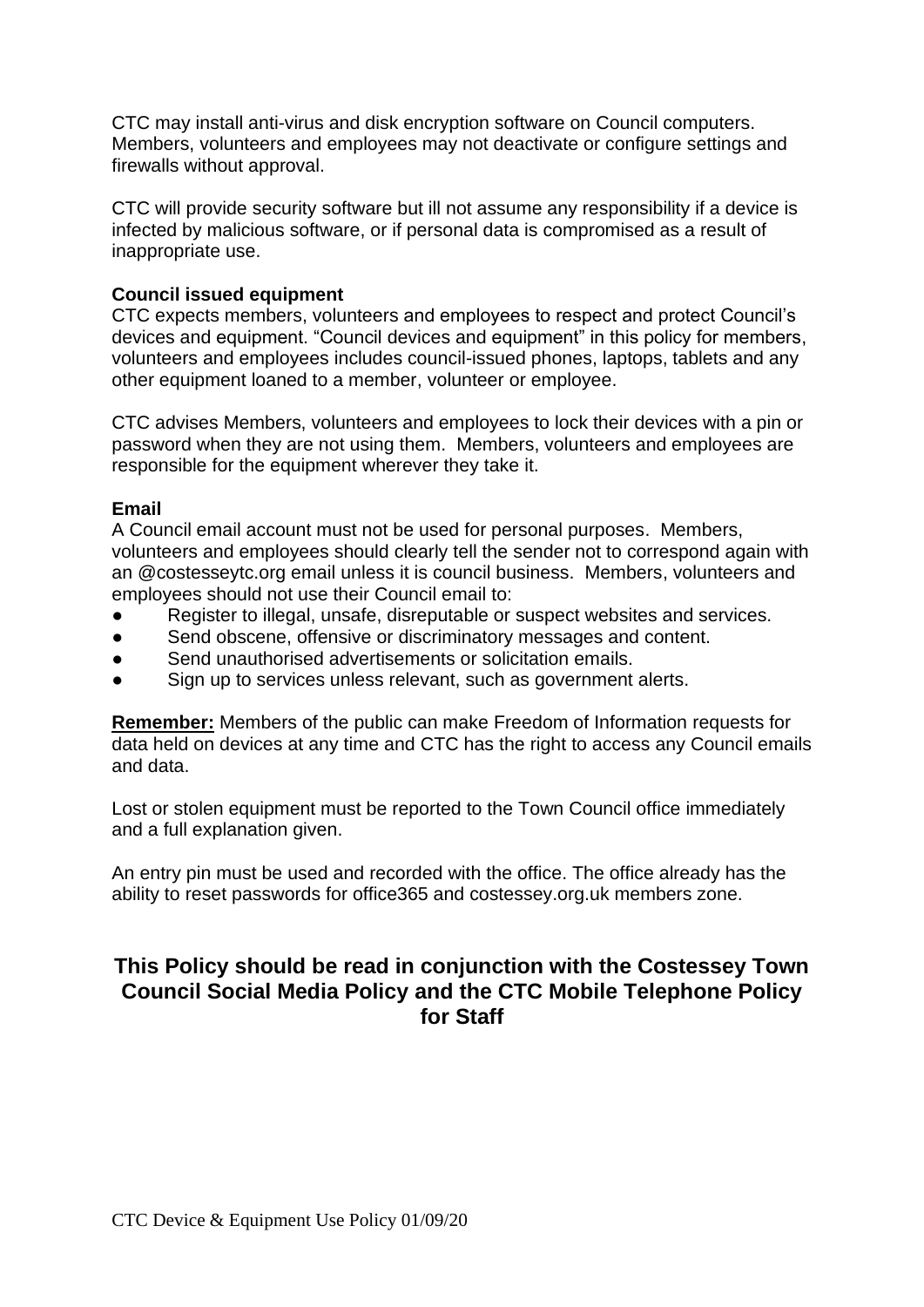CTC may install anti-virus and disk encryption software on Council computers. Members, volunteers and employees may not deactivate or configure settings and firewalls without approval.

CTC will provide security software but ill not assume any responsibility if a device is infected by malicious software, or if personal data is compromised as a result of inappropriate use.

**Council issued equipment**
CTC expects members, volunteers and employees to respect and protect Council's devices and equipment. "Council devices and equipment" in this policy for members, volunteers and employees includes council-issued phones, laptops, tablets and any other equipment loaned to a member, volunteer or employee.

CTC advises Members, volunteers and employees to lock their devices with a pin or password when they are not using them. Members, volunteers and employees are responsible for the equipment wherever they take it.

**Email**
A Council email account must not be used for personal purposes. Members, volunteers and employees should clearly tell the sender not to correspond again with an @costesseytc.org email unless it is council business. Members, volunteers and employees should not use their Council email to:

- Register to illegal, unsafe, disreputable or suspect websites and services.
- Send obscene, offensive or discriminatory messages and content.
- Send unauthorised advertisements or solicitation emails.
- Sign up to services unless relevant, such as government alerts.

**Remember:** Members of the public can make Freedom of Information requests for data held on devices at any time and CTC has the right to access any Council emails and data.

Lost or stolen equipment must be reported to the Town Council office immediately and a full explanation given.

An entry pin must be used and recorded with the office. The office already has the ability to reset passwords for office365 and costessey.org.uk members zone.

## This Policy should be read in conjunction with the Costessey Town Council Social Media Policy and the CTC Mobile Telephone Policy for Staff